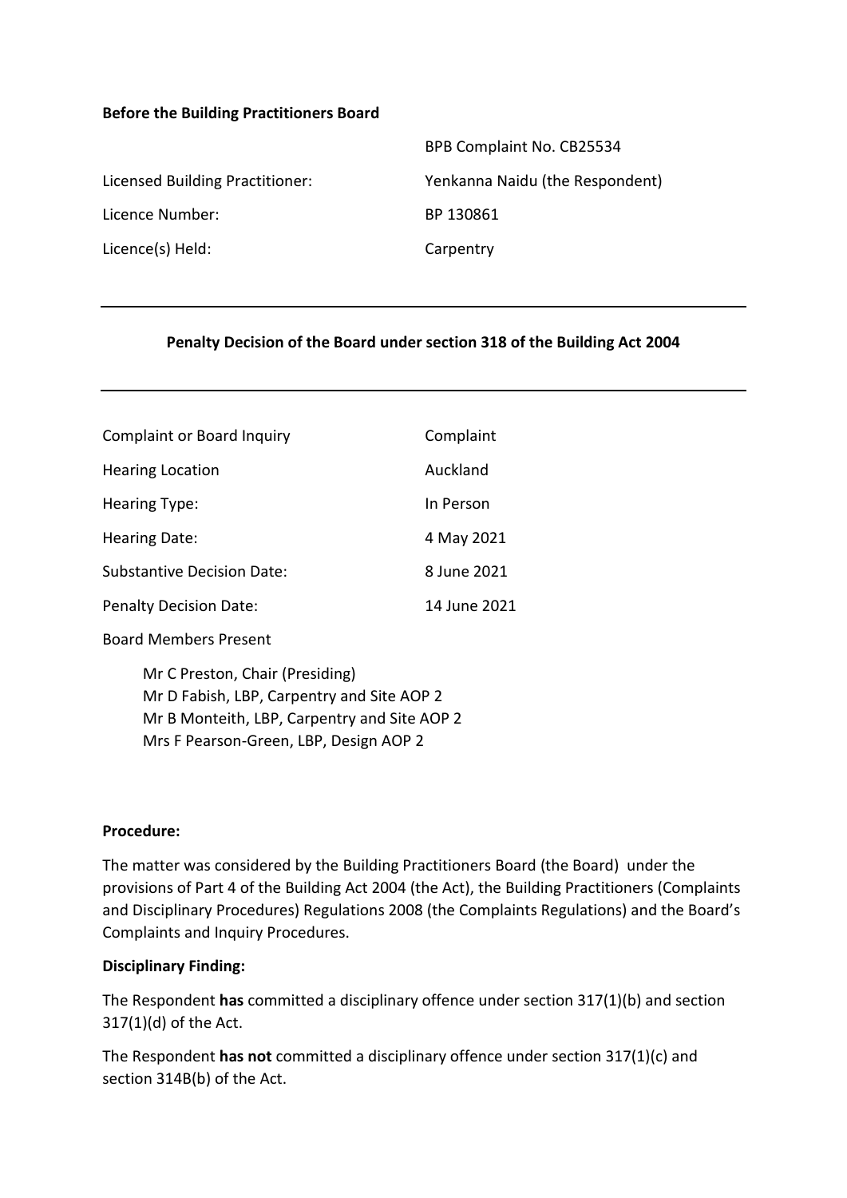**Before the Building Practitioners Board**

| | |
|---|---|
| | BPB Complaint No. CB25534 |
| Licensed Building Practitioner: | Yenkanna Naidu (the Respondent) |
| Licence Number: | BP 130861 |
| Licence(s) Held: | Carpentry |

---

**Penalty Decision of the Board under section 318 of the Building Act 2004**

---

| | |
|---|---|
| Complaint or Board Inquiry | Complaint |
| Hearing Location | Auckland |
| Hearing Type: | In Person |
| Hearing Date: | 4 May 2021 |
| Substantive Decision Date: | 8 June 2021 |
| Penalty Decision Date: | 14 June 2021 |

Board Members Present

Mr C Preston, Chair (Presiding)
Mr D Fabish, LBP, Carpentry and Site AOP 2
Mr B Monteith, LBP, Carpentry and Site AOP 2
Mrs F Pearson-Green, LBP, Design AOP 2

**Procedure:**

The matter was considered by the Building Practitioners Board (the Board) under the provisions of Part 4 of the Building Act 2004 (the Act), the Building Practitioners (Complaints and Disciplinary Procedures) Regulations 2008 (the Complaints Regulations) and the Board's Complaints and Inquiry Procedures.

**Disciplinary Finding:**

The Respondent **has** committed a disciplinary offence under section 317(1)(b) and section 317(1)(d) of the Act.

The Respondent **has not** committed a disciplinary offence under section 317(1)(c) and section 314B(b) of the Act.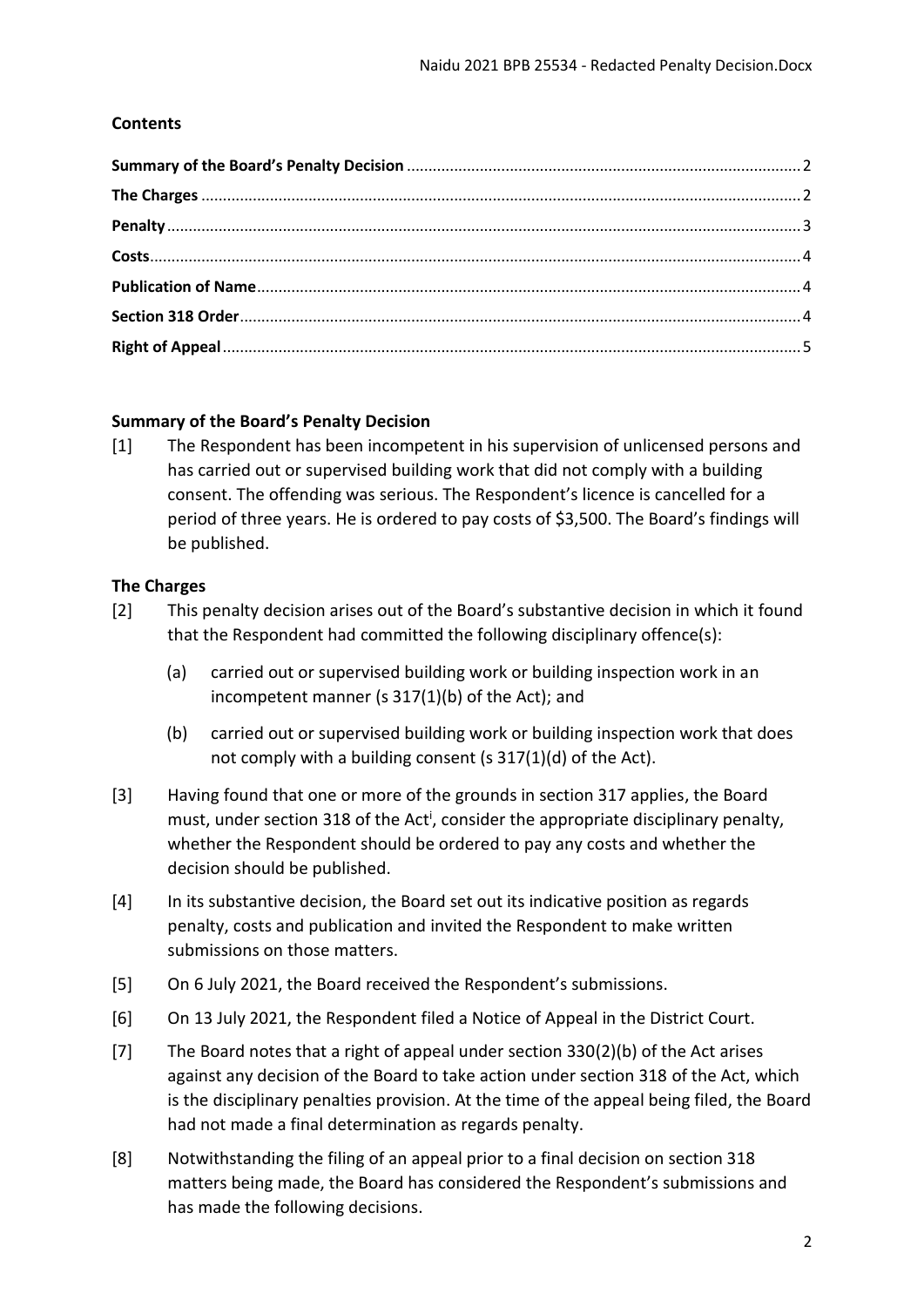## Contents

**Summary of the Board's Penalty Decision** ... 2
**The Charges** ... 2
**Penalty** ... 3
**Costs** ... 4
**Publication of Name** ... 4
**Section 318 Order** ... 4
**Right of Appeal** ... 5

## Summary of the Board's Penalty Decision

[1] The Respondent has been incompetent in his supervision of unlicensed persons and has carried out or supervised building work that did not comply with a building consent. The offending was serious. The Respondent's licence is cancelled for a period of three years. He is ordered to pay costs of $3,500. The Board's findings will be published.

## The Charges

[2] This penalty decision arises out of the Board's substantive decision in which it found that the Respondent had committed the following disciplinary offence(s):

(a) carried out or supervised building work or building inspection work in an incompetent manner (s 317(1)(b) of the Act); and

(b) carried out or supervised building work or building inspection work that does not comply with a building consent (s 317(1)(d) of the Act).

[3] Having found that one or more of the grounds in section 317 applies, the Board must, under section 318 of the Act[i], consider the appropriate disciplinary penalty, whether the Respondent should be ordered to pay any costs and whether the decision should be published.

[4] In its substantive decision, the Board set out its indicative position as regards penalty, costs and publication and invited the Respondent to make written submissions on those matters.

[5] On 6 July 2021, the Board received the Respondent's submissions.

[6] On 13 July 2021, the Respondent filed a Notice of Appeal in the District Court.

[7] The Board notes that a right of appeal under section 330(2)(b) of the Act arises against any decision of the Board to take action under section 318 of the Act, which is the disciplinary penalties provision. At the time of the appeal being filed, the Board had not made a final determination as regards penalty.

[8] Notwithstanding the filing of an appeal prior to a final decision on section 318 matters being made, the Board has considered the Respondent's submissions and has made the following decisions.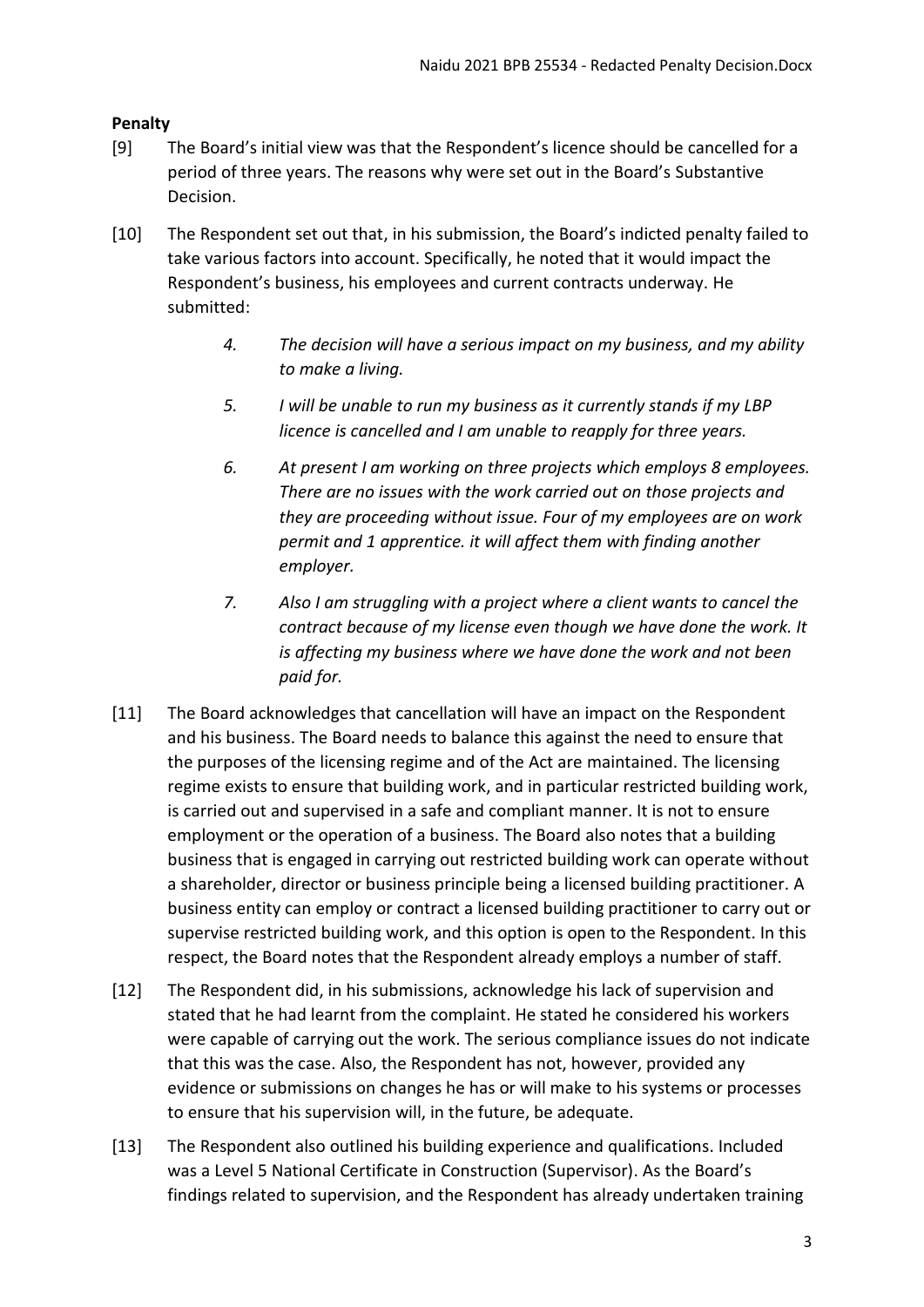**Penalty**

[9] The Board's initial view was that the Respondent's licence should be cancelled for a period of three years. The reasons why were set out in the Board's Substantive Decision.

[10] The Respondent set out that, in his submission, the Board's indicted penalty failed to take various factors into account. Specifically, he noted that it would impact the Respondent's business, his employees and current contracts underway. He submitted:

> *4. The decision will have a serious impact on my business, and my ability to make a living.*
>
> *5. I will be unable to run my business as it currently stands if my LBP licence is cancelled and I am unable to reapply for three years.*
>
> *6. At present I am working on three projects which employs 8 employees. There are no issues with the work carried out on those projects and they are proceeding without issue. Four of my employees are on work permit and 1 apprentice. it will affect them with finding another employer.*
>
> *7. Also I am struggling with a project where a client wants to cancel the contract because of my license even though we have done the work. It is affecting my business where we have done the work and not been paid for.*

[11] The Board acknowledges that cancellation will have an impact on the Respondent and his business. The Board needs to balance this against the need to ensure that the purposes of the licensing regime and of the Act are maintained. The licensing regime exists to ensure that building work, and in particular restricted building work, is carried out and supervised in a safe and compliant manner. It is not to ensure employment or the operation of a business. The Board also notes that a building business that is engaged in carrying out restricted building work can operate without a shareholder, director or business principle being a licensed building practitioner. A business entity can employ or contract a licensed building practitioner to carry out or supervise restricted building work, and this option is open to the Respondent. In this respect, the Board notes that the Respondent already employs a number of staff.

[12] The Respondent did, in his submissions, acknowledge his lack of supervision and stated that he had learnt from the complaint. He stated he considered his workers were capable of carrying out the work. The serious compliance issues do not indicate that this was the case. Also, the Respondent has not, however, provided any evidence or submissions on changes he has or will make to his systems or processes to ensure that his supervision will, in the future, be adequate.

[13] The Respondent also outlined his building experience and qualifications. Included was a Level 5 National Certificate in Construction (Supervisor). As the Board's findings related to supervision, and the Respondent has already undertaken training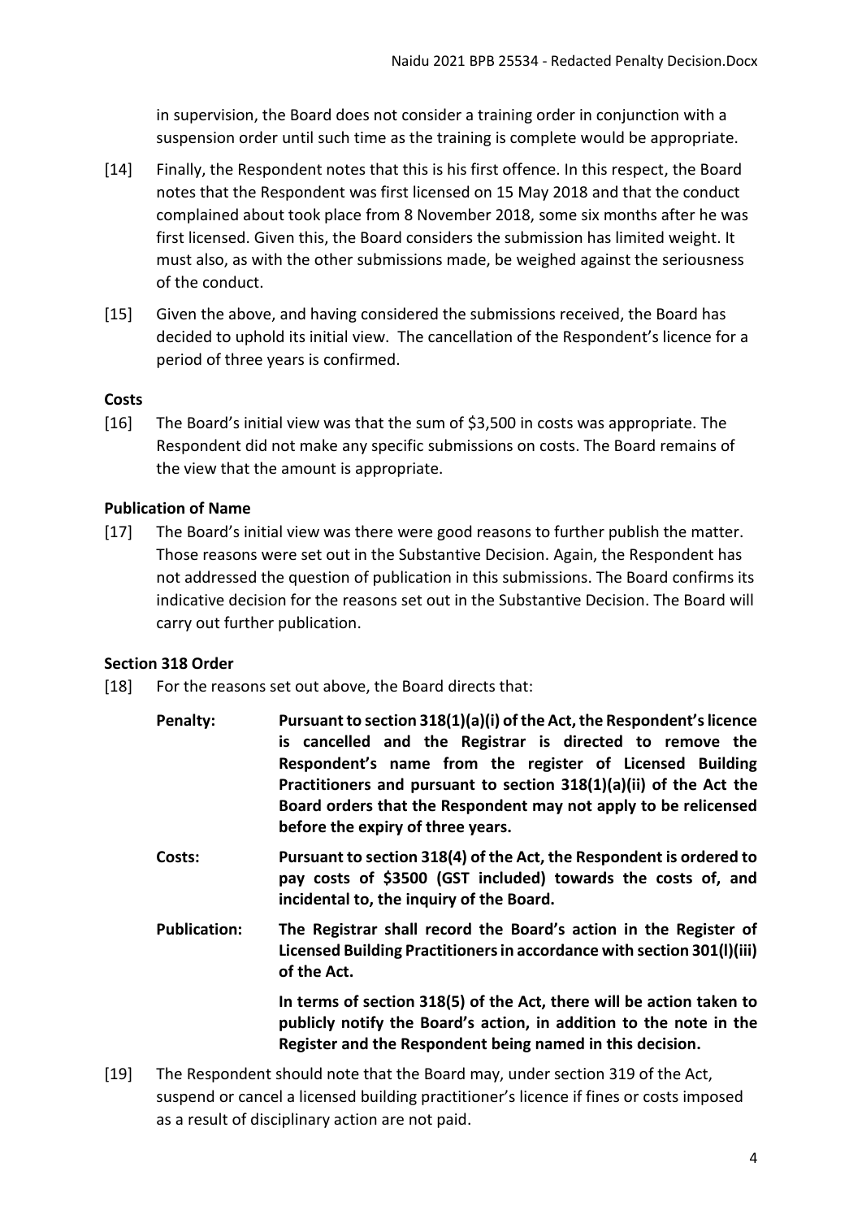in supervision, the Board does not consider a training order in conjunction with a suspension order until such time as the training is complete would be appropriate.

[14] Finally, the Respondent notes that this is his first offence. In this respect, the Board notes that the Respondent was first licensed on 15 May 2018 and that the conduct complained about took place from 8 November 2018, some six months after he was first licensed. Given this, the Board considers the submission has limited weight. It must also, as with the other submissions made, be weighed against the seriousness of the conduct.

[15] Given the above, and having considered the submissions received, the Board has decided to uphold its initial view. The cancellation of the Respondent's licence for a period of three years is confirmed.

### Costs

[16] The Board's initial view was that the sum of $3,500 in costs was appropriate. The Respondent did not make any specific submissions on costs. The Board remains of the view that the amount is appropriate.

### Publication of Name

[17] The Board's initial view was there were good reasons to further publish the matter. Those reasons were set out in the Substantive Decision. Again, the Respondent has not addressed the question of publication in this submissions. The Board confirms its indicative decision for the reasons set out in the Substantive Decision. The Board will carry out further publication.

### Section 318 Order

[18] For the reasons set out above, the Board directs that:

**Penalty:** **Pursuant to section 318(1)(a)(i) of the Act, the Respondent's licence is cancelled and the Registrar is directed to remove the Respondent's name from the register of Licensed Building Practitioners and pursuant to section 318(1)(a)(ii) of the Act the Board orders that the Respondent may not apply to be relicensed before the expiry of three years.**

**Costs:** **Pursuant to section 318(4) of the Act, the Respondent is ordered to pay costs of $3500 (GST included) towards the costs of, and incidental to, the inquiry of the Board.**

**Publication:** **The Registrar shall record the Board's action in the Register of Licensed Building Practitioners in accordance with section 301(l)(iii) of the Act.**

**In terms of section 318(5) of the Act, there will be action taken to publicly notify the Board's action, in addition to the note in the Register and the Respondent being named in this decision.**

[19] The Respondent should note that the Board may, under section 319 of the Act, suspend or cancel a licensed building practitioner's licence if fines or costs imposed as a result of disciplinary action are not paid.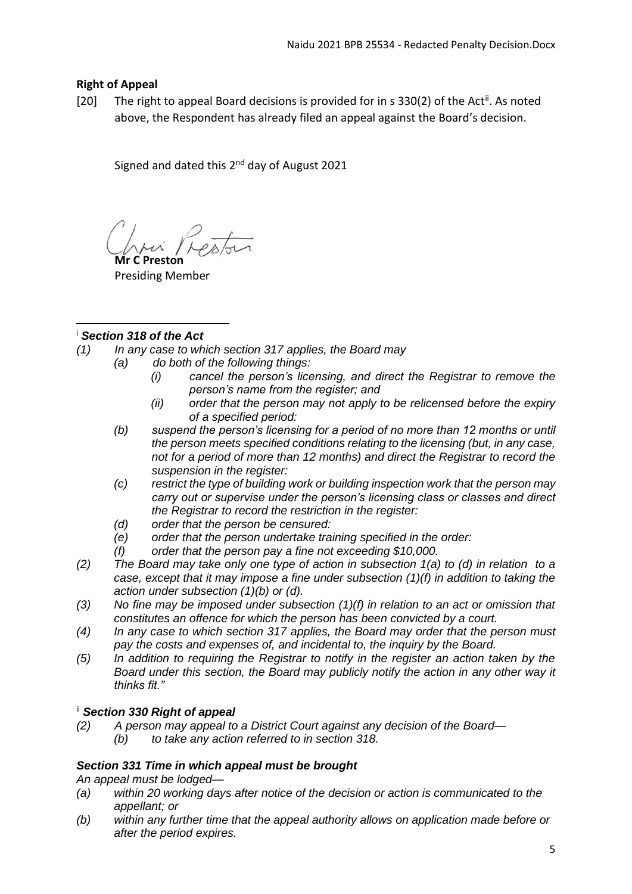**Right of Appeal**

[20] The right to appeal Board decisions is provided for in s 330(2) of the Act[ii]. As noted above, the Respondent has already filed an appeal against the Board's decision.

Signed and dated this 2nd day of August 2021

**Mr C Preston**
Presiding Member

---

[i] ***Section 318 of the Act***

*(1) In any case to which section 317 applies, the Board may*

*(a) do both of the following things:*

*(i) cancel the person's licensing, and direct the Registrar to remove the person's name from the register; and*

*(ii) order that the person may not apply to be relicensed before the expiry of a specified period:*

*(b) suspend the person's licensing for a period of no more than 12 months or until the person meets specified conditions relating to the licensing (but, in any case, not for a period of more than 12 months) and direct the Registrar to record the suspension in the register:*

*(c) restrict the type of building work or building inspection work that the person may carry out or supervise under the person's licensing class or classes and direct the Registrar to record the restriction in the register:*

*(d) order that the person be censured:*

*(e) order that the person undertake training specified in the order:*

*(f) order that the person pay a fine not exceeding $10,000.*

*(2) The Board may take only one type of action in subsection 1(a) to (d) in relation to a case, except that it may impose a fine under subsection (1)(f) in addition to taking the action under subsection (1)(b) or (d).*

*(3) No fine may be imposed under subsection (1)(f) in relation to an act or omission that constitutes an offence for which the person has been convicted by a court.*

*(4) In any case to which section 317 applies, the Board may order that the person must pay the costs and expenses of, and incidental to, the inquiry by the Board.*

*(5) In addition to requiring the Registrar to notify in the register an action taken by the Board under this section, the Board may publicly notify the action in any other way it thinks fit."*

[ii] ***Section 330 Right of appeal***

*(2) A person may appeal to a District Court against any decision of the Board—*

*(b) to take any action referred to in section 318.*

***Section 331 Time in which appeal must be brought***

*An appeal must be lodged—*

*(a) within 20 working days after notice of the decision or action is communicated to the appellant; or*

*(b) within any further time that the appeal authority allows on application made before or after the period expires.*